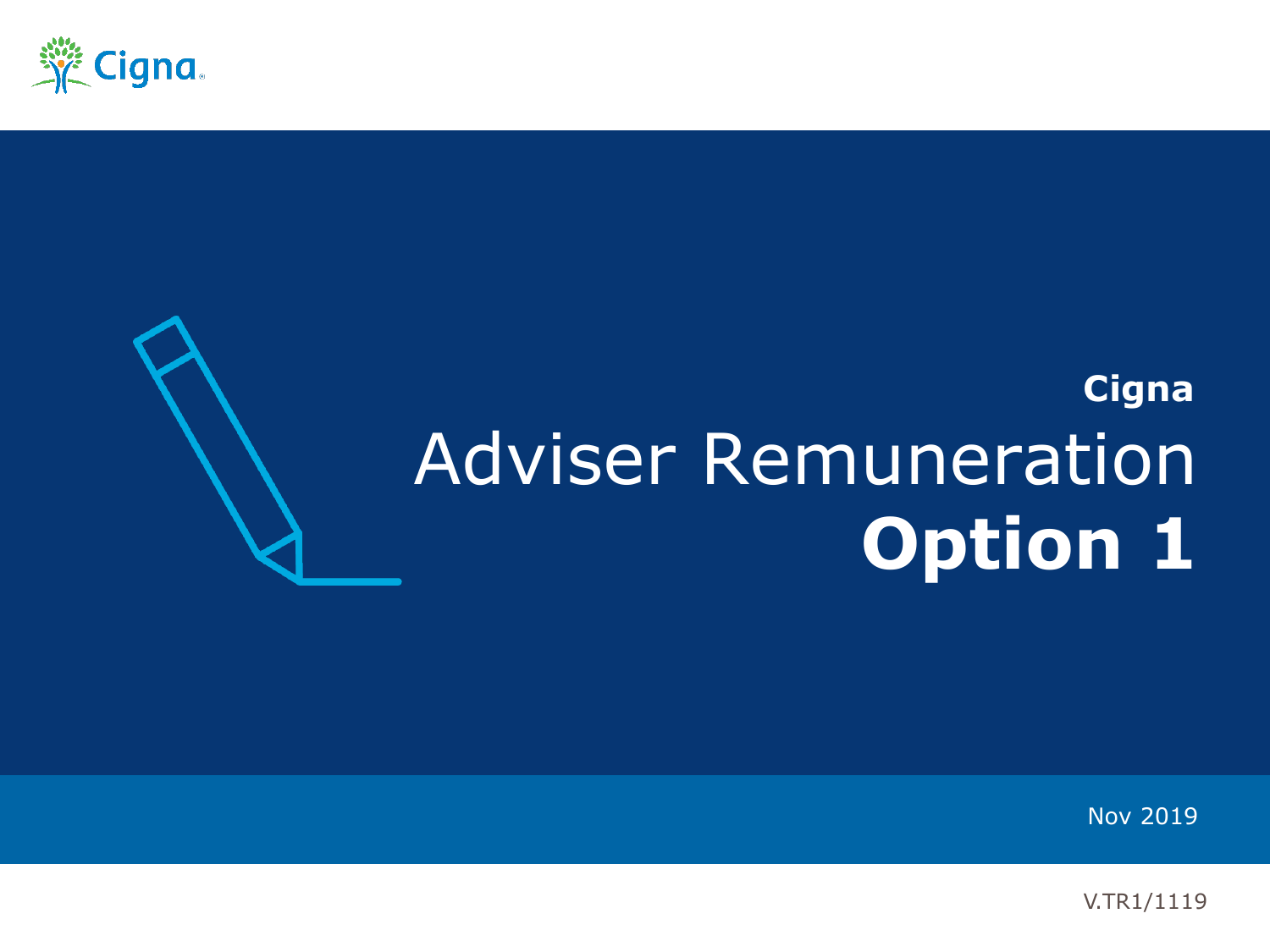# Cigna Adviser Remuneration **Option 1**

Nov 2019

V.TR1/1119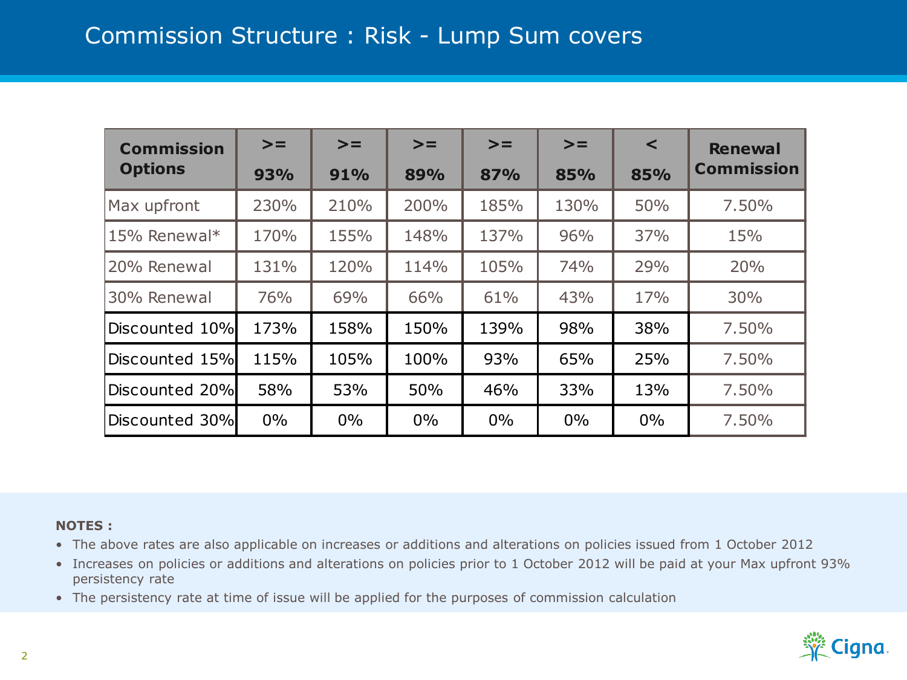# Commission Structure : Risk - Lump Sum covers

| Commission Options | >= 93% | >= 91% | >= 89% | >= 87% | >= 85% | < 85% | Renewal Commission |
|---|---|---|---|---|---|---|---|
| Max upfront | 230% | 210% | 200% | 185% | 130% | 50% | 7.50% |
| 15% Renewal* | 170% | 155% | 148% | 137% | 96% | 37% | 15% |
| 20% Renewal | 131% | 120% | 114% | 105% | 74% | 29% | 20% |
| 30% Renewal | 76% | 69% | 66% | 61% | 43% | 17% | 30% |
| Discounted 10% | 173% | 158% | 150% | 139% | 98% | 38% | 7.50% |
| Discounted 15% | 115% | 105% | 100% | 93% | 65% | 25% | 7.50% |
| Discounted 20% | 58% | 53% | 50% | 46% | 33% | 13% | 7.50% |
| Discounted 30% | 0% | 0% | 0% | 0% | 0% | 0% | 7.50% |

**NOTES :**

- The above rates are also applicable on increases or additions and alterations on policies issued from 1 October 2012
- Increases on policies or additions and alterations on policies prior to 1 October 2012 will be paid at your Max upfront 93% persistency rate
- The persistency rate at time of issue will be applied for the purposes of commission calculation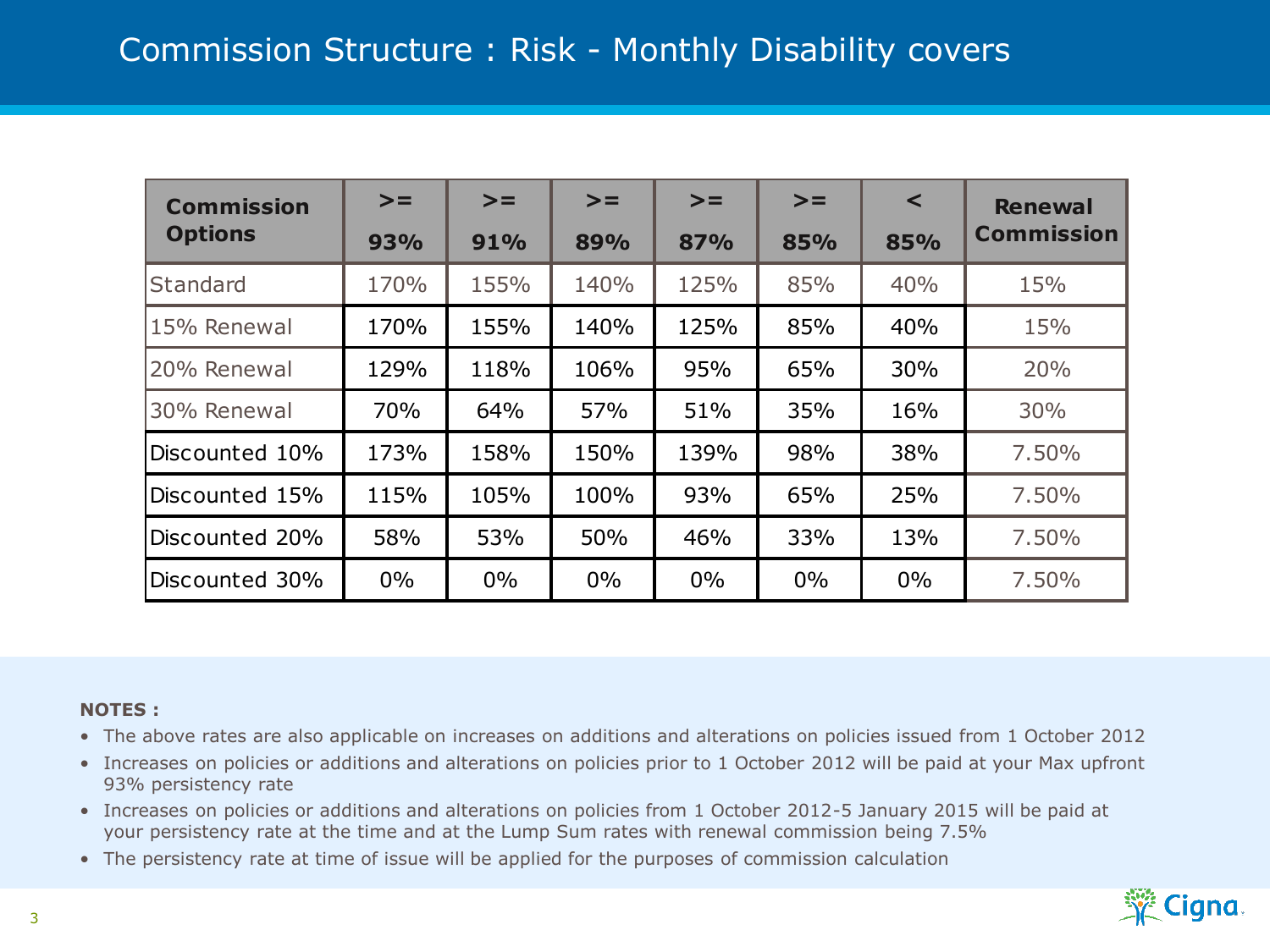# Commission Structure : Risk - Monthly Disability covers

| Commission Options | >= 93% | >= 91% | >= 89% | >= 87% | >= 85% | < 85% | Renewal Commission |
|---|---|---|---|---|---|---|---|
| Standard | 170% | 155% | 140% | 125% | 85% | 40% | 15% |
| 15% Renewal | 170% | 155% | 140% | 125% | 85% | 40% | 15% |
| 20% Renewal | 129% | 118% | 106% | 95% | 65% | 30% | 20% |
| 30% Renewal | 70% | 64% | 57% | 51% | 35% | 16% | 30% |
| Discounted 10% | 173% | 158% | 150% | 139% | 98% | 38% | 7.50% |
| Discounted 15% | 115% | 105% | 100% | 93% | 65% | 25% | 7.50% |
| Discounted 20% | 58% | 53% | 50% | 46% | 33% | 13% | 7.50% |
| Discounted 30% | 0% | 0% | 0% | 0% | 0% | 0% | 7.50% |

**NOTES :**

- The above rates are also applicable on increases on additions and alterations on policies issued from 1 October 2012
- Increases on policies or additions and alterations on policies prior to 1 October 2012 will be paid at your Max upfront 93% persistency rate
- Increases on policies or additions and alterations on policies from 1 October 2012-5 January 2015 will be paid at your persistency rate at the time and at the Lump Sum rates with renewal commission being 7.5%
- The persistency rate at time of issue will be applied for the purposes of commission calculation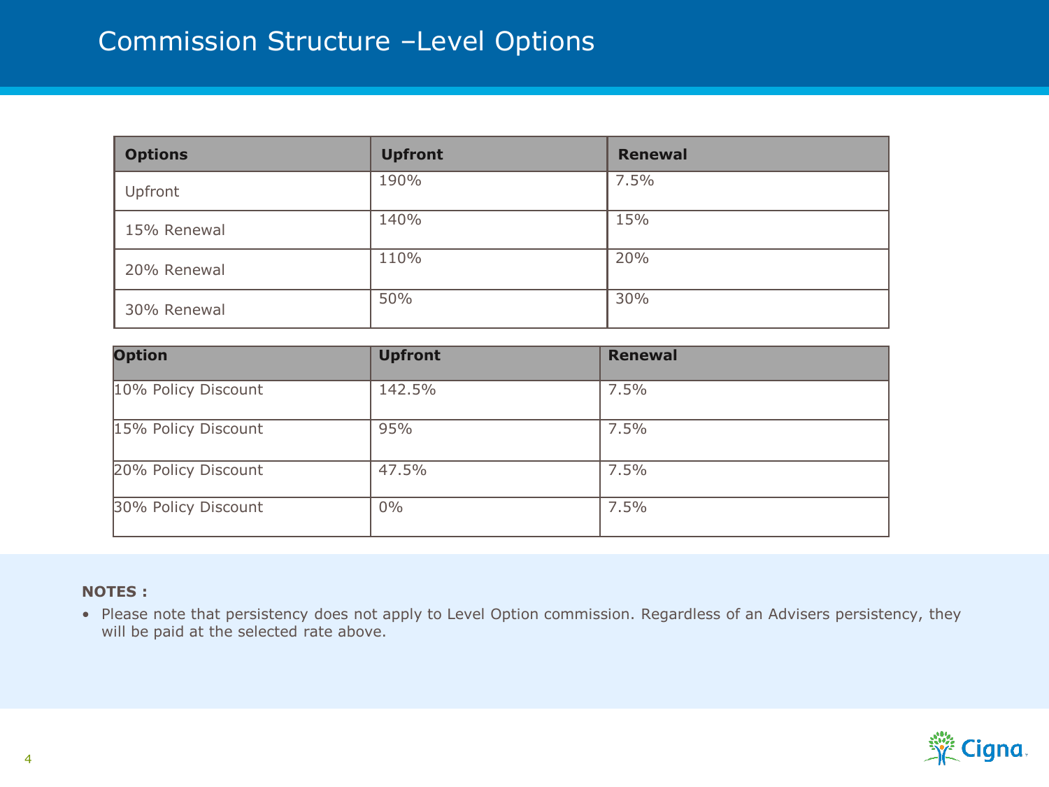# Commission Structure –Level Options

| Options | Upfront | Renewal |
|---|---|---|
| Upfront | 190% | 7.5% |
| 15% Renewal | 140% | 15% |
| 20% Renewal | 110% | 20% |
| 30% Renewal | 50% | 30% |

| Option | Upfront | Renewal |
|---|---|---|
| 10% Policy Discount | 142.5% | 7.5% |
| 15% Policy Discount | 95% | 7.5% |
| 20% Policy Discount | 47.5% | 7.5% |
| 30% Policy Discount | 0% | 7.5% |

**NOTES :**

- Please note that persistency does not apply to Level Option commission. Regardless of an Advisers persistency, they will be paid at the selected rate above.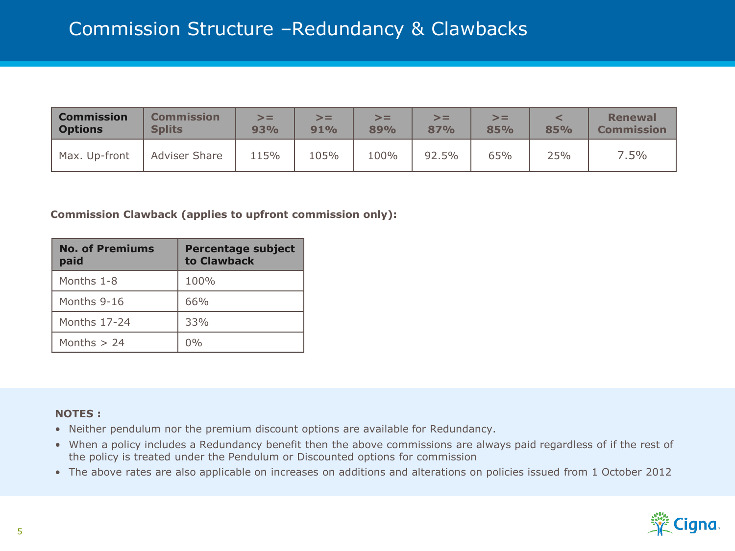# Commission Structure –Redundancy & Clawbacks

| Commission Options | Commission Splits | >= 93% | >= 91% | >= 89% | >= 87% | >= 85% | < 85% | Renewal Commission |
|---|---|---|---|---|---|---|---|---|
| Max. Up-front | Adviser Share | 115% | 105% | 100% | 92.5% | 65% | 25% | 7.5% |

**Commission Clawback (applies to upfront commission only):**

| No. of Premiums paid | Percentage subject to Clawback |
|---|---|
| Months 1-8 | 100% |
| Months 9-16 | 66% |
| Months 17-24 | 33% |
| Months > 24 | 0% |

**NOTES :**

- Neither pendulum nor the premium discount options are available for Redundancy.
- When a policy includes a Redundancy benefit then the above commissions are always paid regardless of if the rest of the policy is treated under the Pendulum or Discounted options for commission
- The above rates are also applicable on increases on additions and alterations on policies issued from 1 October 2012